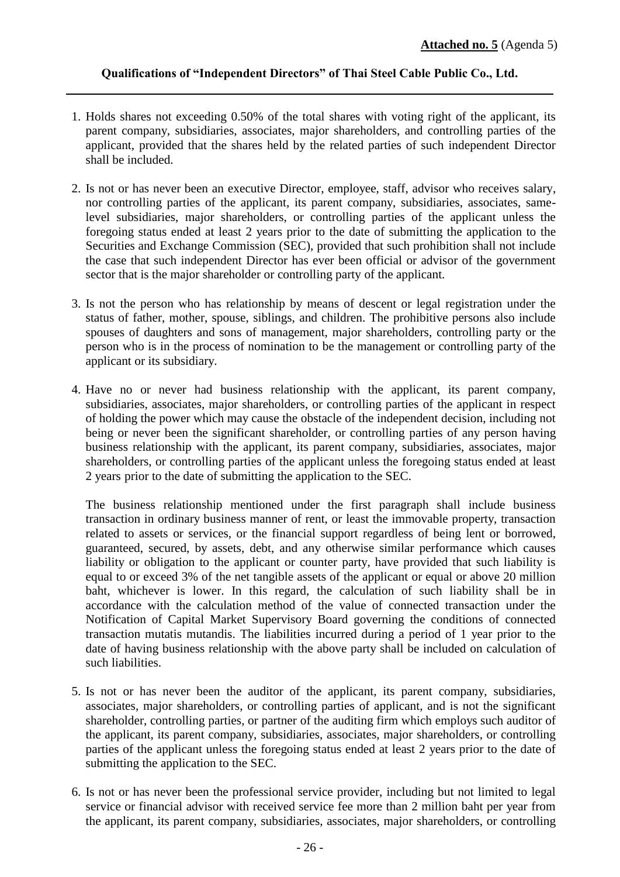**Attached no. 5** (Agenda 5)

**Qualifications of "Independent Directors" of Thai Steel Cable Public Co., Ltd.**

1. Holds shares not exceeding 0.50% of the total shares with voting right of the applicant, its parent company, subsidiaries, associates, major shareholders, and controlling parties of the applicant, provided that the shares held by the related parties of such independent Director shall be included.

2. Is not or has never been an executive Director, employee, staff, advisor who receives salary, nor controlling parties of the applicant, its parent company, subsidiaries, associates, same-level subsidiaries, major shareholders, or controlling parties of the applicant unless the foregoing status ended at least 2 years prior to the date of submitting the application to the Securities and Exchange Commission (SEC), provided that such prohibition shall not include the case that such independent Director has ever been official or advisor of the government sector that is the major shareholder or controlling party of the applicant.

3. Is not the person who has relationship by means of descent or legal registration under the status of father, mother, spouse, siblings, and children. The prohibitive persons also include spouses of daughters and sons of management, major shareholders, controlling party or the person who is in the process of nomination to be the management or controlling party of the applicant or its subsidiary.

4. Have no or never had business relationship with the applicant, its parent company, subsidiaries, associates, major shareholders, or controlling parties of the applicant in respect of holding the power which may cause the obstacle of the independent decision, including not being or never been the significant shareholder, or controlling parties of any person having business relationship with the applicant, its parent company, subsidiaries, associates, major shareholders, or controlling parties of the applicant unless the foregoing status ended at least 2 years prior to the date of submitting the application to the SEC.

   The business relationship mentioned under the first paragraph shall include business transaction in ordinary business manner of rent, or least the immovable property, transaction related to assets or services, or the financial support regardless of being lent or borrowed, guaranteed, secured, by assets, debt, and any otherwise similar performance which causes liability or obligation to the applicant or counter party, have provided that such liability is equal to or exceed 3% of the net tangible assets of the applicant or equal or above 20 million baht, whichever is lower. In this regard, the calculation of such liability shall be in accordance with the calculation method of the value of connected transaction under the Notification of Capital Market Supervisory Board governing the conditions of connected transaction mutatis mutandis. The liabilities incurred during a period of 1 year prior to the date of having business relationship with the above party shall be included on calculation of such liabilities.

5. Is not or has never been the auditor of the applicant, its parent company, subsidiaries, associates, major shareholders, or controlling parties of applicant, and is not the significant shareholder, controlling parties, or partner of the auditing firm which employs such auditor of the applicant, its parent company, subsidiaries, associates, major shareholders, or controlling parties of the applicant unless the foregoing status ended at least 2 years prior to the date of submitting the application to the SEC.

6. Is not or has never been the professional service provider, including but not limited to legal service or financial advisor with received service fee more than 2 million baht per year from the applicant, its parent company, subsidiaries, associates, major shareholders, or controlling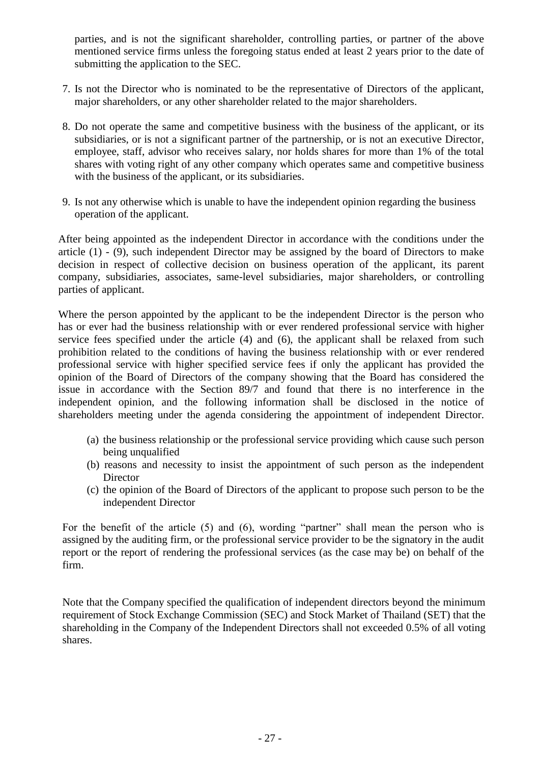parties, and is not the significant shareholder, controlling parties, or partner of the above mentioned service firms unless the foregoing status ended at least 2 years prior to the date of submitting the application to the SEC.

7. Is not the Director who is nominated to be the representative of Directors of the applicant, major shareholders, or any other shareholder related to the major shareholders.

8. Do not operate the same and competitive business with the business of the applicant, or its subsidiaries, or is not a significant partner of the partnership, or is not an executive Director, employee, staff, advisor who receives salary, nor holds shares for more than 1% of the total shares with voting right of any other company which operates same and competitive business with the business of the applicant, or its subsidiaries.

9. Is not any otherwise which is unable to have the independent opinion regarding the business operation of the applicant.

After being appointed as the independent Director in accordance with the conditions under the article (1) - (9), such independent Director may be assigned by the board of Directors to make decision in respect of collective decision on business operation of the applicant, its parent company, subsidiaries, associates, same-level subsidiaries, major shareholders, or controlling parties of applicant.

Where the person appointed by the applicant to be the independent Director is the person who has or ever had the business relationship with or ever rendered professional service with higher service fees specified under the article (4) and (6), the applicant shall be relaxed from such prohibition related to the conditions of having the business relationship with or ever rendered professional service with higher specified service fees if only the applicant has provided the opinion of the Board of Directors of the company showing that the Board has considered the issue in accordance with the Section 89/7 and found that there is no interference in the independent opinion, and the following information shall be disclosed in the notice of shareholders meeting under the agenda considering the appointment of independent Director.

(a) the business relationship or the professional service providing which cause such person being unqualified
(b) reasons and necessity to insist the appointment of such person as the independent Director
(c) the opinion of the Board of Directors of the applicant to propose such person to be the independent Director

For the benefit of the article (5) and (6), wording "partner" shall mean the person who is assigned by the auditing firm, or the professional service provider to be the signatory in the audit report or the report of rendering the professional services (as the case may be) on behalf of the firm.

Note that the Company specified the qualification of independent directors beyond the minimum requirement of Stock Exchange Commission (SEC) and Stock Market of Thailand (SET) that the shareholding in the Company of the Independent Directors shall not exceeded 0.5% of all voting shares.